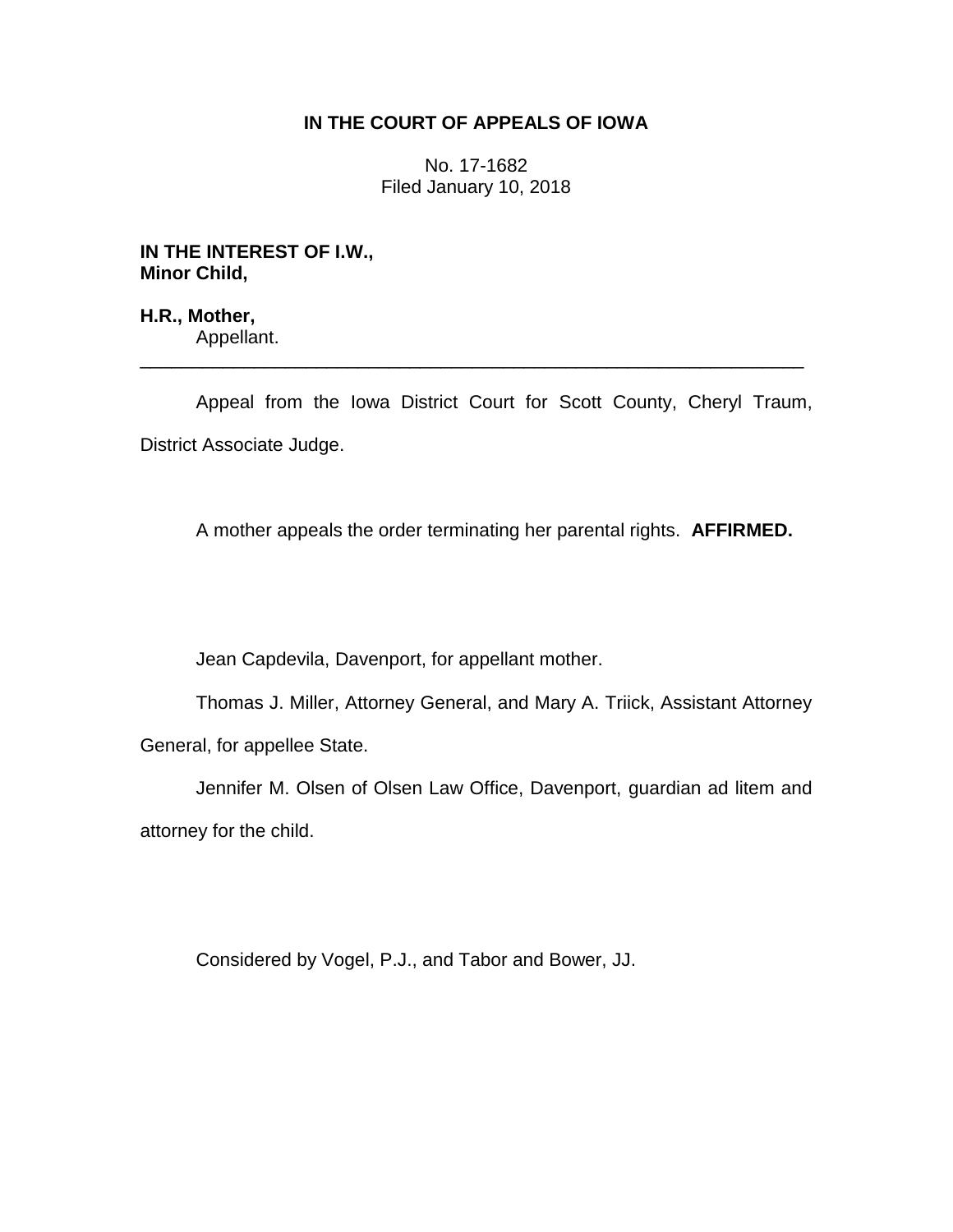# IN THE COURT OF APPEALS OF IOWA

No. 17-1682
Filed January 10, 2018

**IN THE INTEREST OF I.W.,
Minor Child,**

**H.R., Mother,**
Appellant.

---

Appeal from the Iowa District Court for Scott County, Cheryl Traum, District Associate Judge.

A mother appeals the order terminating her parental rights. **AFFIRMED.**

Jean Capdevila, Davenport, for appellant mother.

Thomas J. Miller, Attorney General, and Mary A. Triick, Assistant Attorney General, for appellee State.

Jennifer M. Olsen of Olsen Law Office, Davenport, guardian ad litem and attorney for the child.

Considered by Vogel, P.J., and Tabor and Bower, JJ.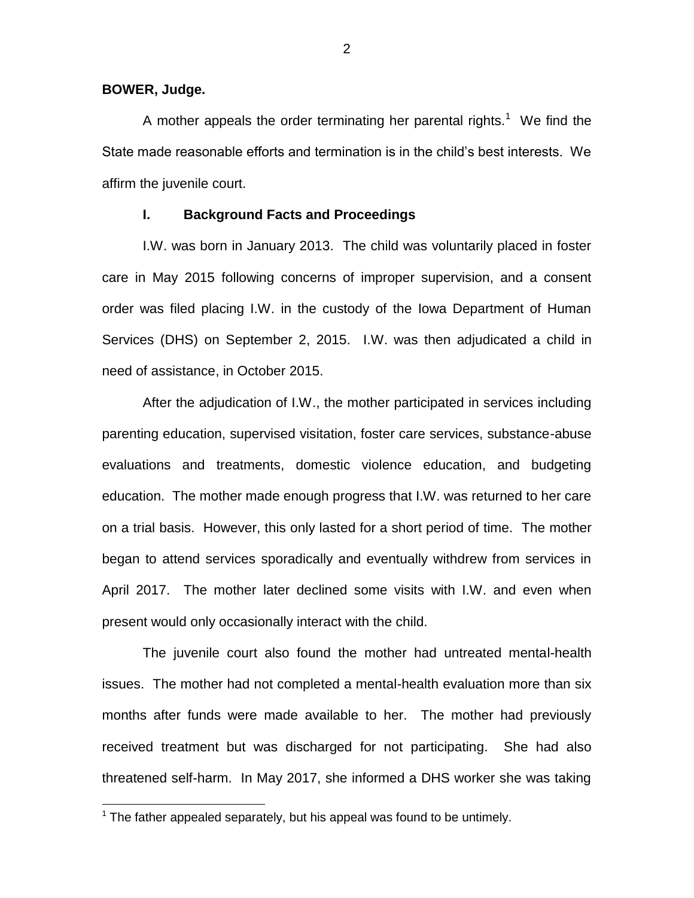**BOWER, Judge.**

A mother appeals the order terminating her parental rights.[1] We find the State made reasonable efforts and termination is in the child's best interests. We affirm the juvenile court.

## I. Background Facts and Proceedings

I.W. was born in January 2013. The child was voluntarily placed in foster care in May 2015 following concerns of improper supervision, and a consent order was filed placing I.W. in the custody of the Iowa Department of Human Services (DHS) on September 2, 2015. I.W. was then adjudicated a child in need of assistance, in October 2015.

After the adjudication of I.W., the mother participated in services including parenting education, supervised visitation, foster care services, substance-abuse evaluations and treatments, domestic violence education, and budgeting education. The mother made enough progress that I.W. was returned to her care on a trial basis. However, this only lasted for a short period of time. The mother began to attend services sporadically and eventually withdrew from services in April 2017. The mother later declined some visits with I.W. and even when present would only occasionally interact with the child.

The juvenile court also found the mother had untreated mental-health issues. The mother had not completed a mental-health evaluation more than six months after funds were made available to her. The mother had previously received treatment but was discharged for not participating. She had also threatened self-harm. In May 2017, she informed a DHS worker she was taking

[1] The father appealed separately, but his appeal was found to be untimely.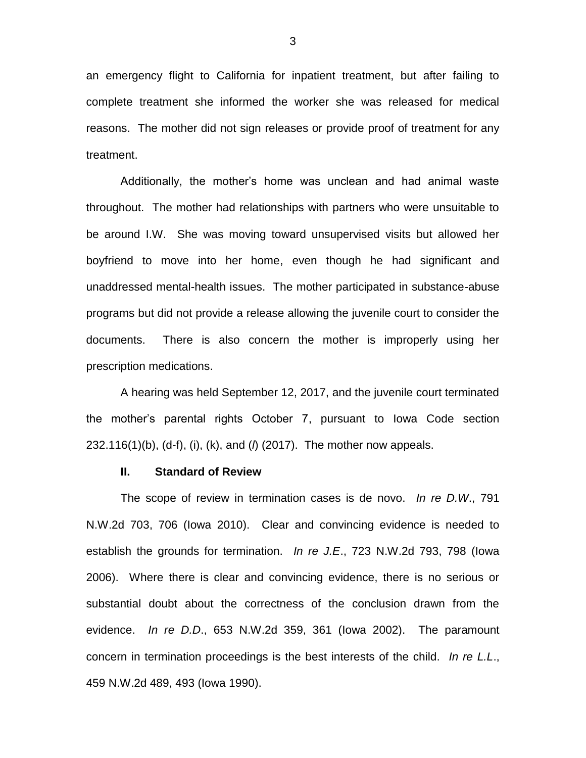an emergency flight to California for inpatient treatment, but after failing to complete treatment she informed the worker she was released for medical reasons. The mother did not sign releases or provide proof of treatment for any treatment.

Additionally, the mother's home was unclean and had animal waste throughout. The mother had relationships with partners who were unsuitable to be around I.W. She was moving toward unsupervised visits but allowed her boyfriend to move into her home, even though he had significant and unaddressed mental-health issues. The mother participated in substance-abuse programs but did not provide a release allowing the juvenile court to consider the documents. There is also concern the mother is improperly using her prescription medications.

A hearing was held September 12, 2017, and the juvenile court terminated the mother's parental rights October 7, pursuant to Iowa Code section 232.116(1)(b), (d-f), (i), (k), and (*l*) (2017). The mother now appeals.

## II. Standard of Review

The scope of review in termination cases is de novo. *In re D.W*., 791 N.W.2d 703, 706 (Iowa 2010). Clear and convincing evidence is needed to establish the grounds for termination. *In re J.E*., 723 N.W.2d 793, 798 (Iowa 2006). Where there is clear and convincing evidence, there is no serious or substantial doubt about the correctness of the conclusion drawn from the evidence. *In re D.D*., 653 N.W.2d 359, 361 (Iowa 2002). The paramount concern in termination proceedings is the best interests of the child. *In re L.L*., 459 N.W.2d 489, 493 (Iowa 1990).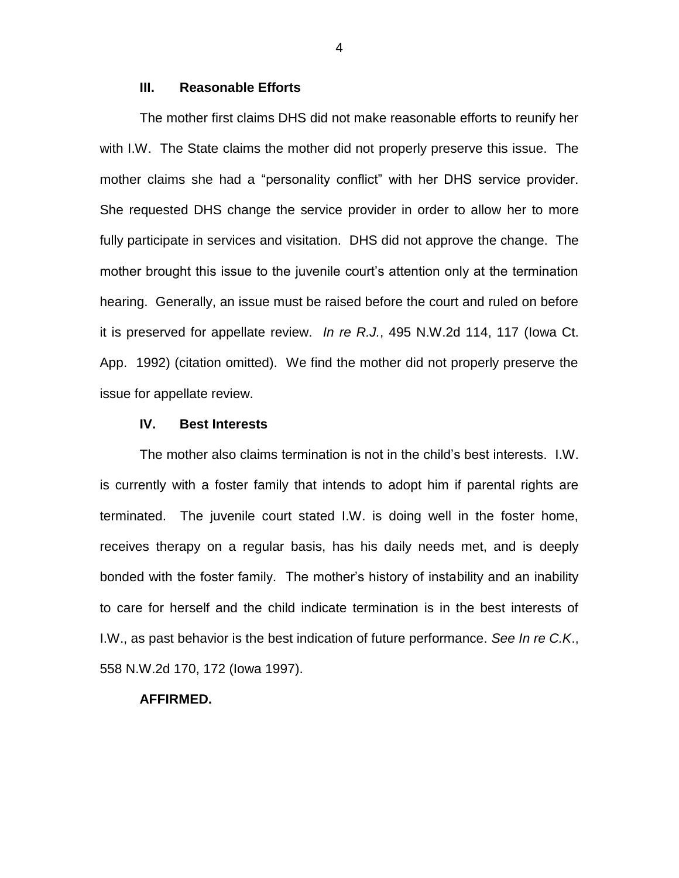### III. Reasonable Efforts

The mother first claims DHS did not make reasonable efforts to reunify her with I.W. The State claims the mother did not properly preserve this issue. The mother claims she had a "personality conflict" with her DHS service provider. She requested DHS change the service provider in order to allow her to more fully participate in services and visitation. DHS did not approve the change. The mother brought this issue to the juvenile court's attention only at the termination hearing. Generally, an issue must be raised before the court and ruled on before it is preserved for appellate review. *In re R.J.*, 495 N.W.2d 114, 117 (Iowa Ct. App. 1992) (citation omitted). We find the mother did not properly preserve the issue for appellate review.

### IV. Best Interests

The mother also claims termination is not in the child's best interests. I.W. is currently with a foster family that intends to adopt him if parental rights are terminated. The juvenile court stated I.W. is doing well in the foster home, receives therapy on a regular basis, has his daily needs met, and is deeply bonded with the foster family. The mother's history of instability and an inability to care for herself and the child indicate termination is in the best interests of I.W., as past behavior is the best indication of future performance. *See In re C.K.*, 558 N.W.2d 170, 172 (Iowa 1997).

**AFFIRMED.**